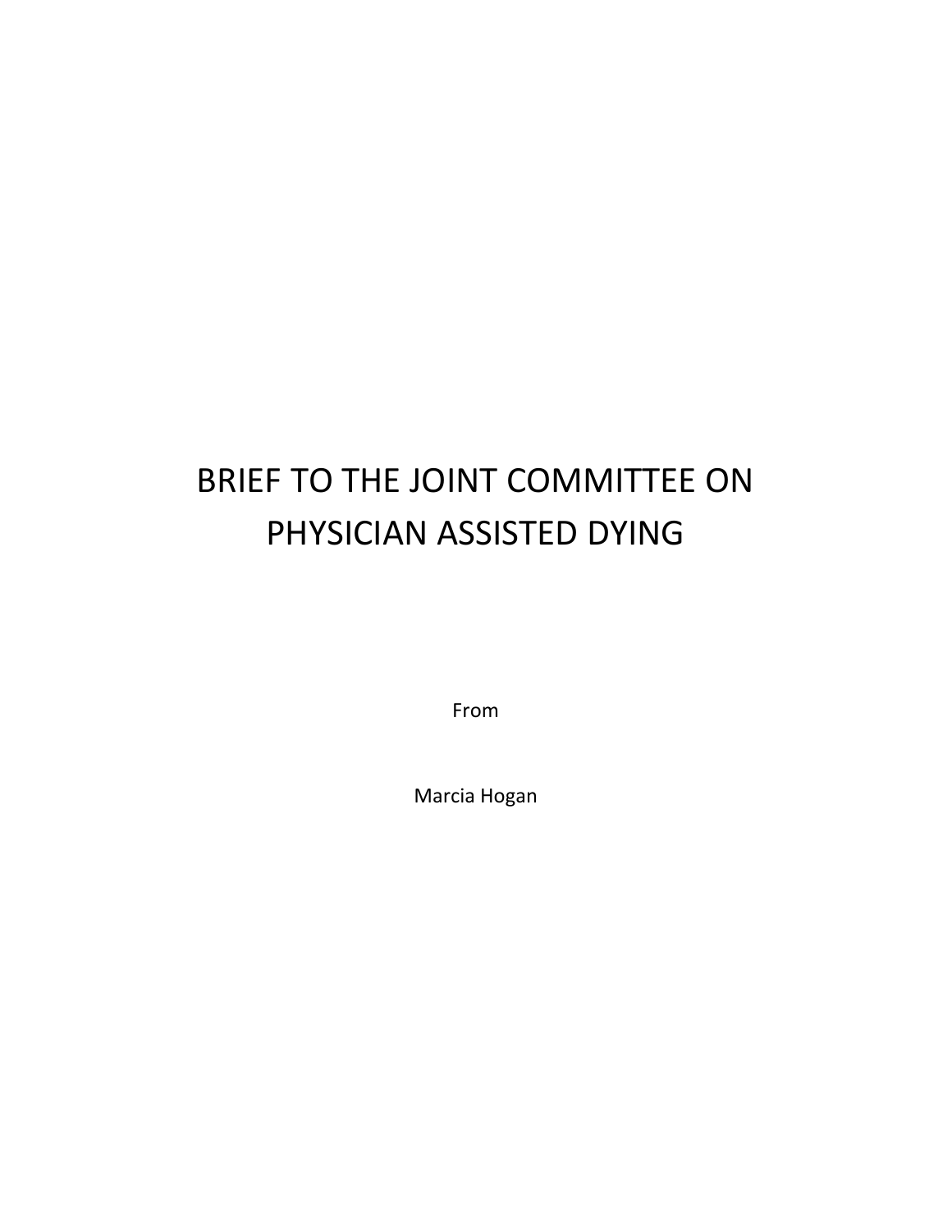# BRIEF TO THE JOINT COMMITTEE ON PHYSICIAN ASSISTED DYING

From

Marcia Hogan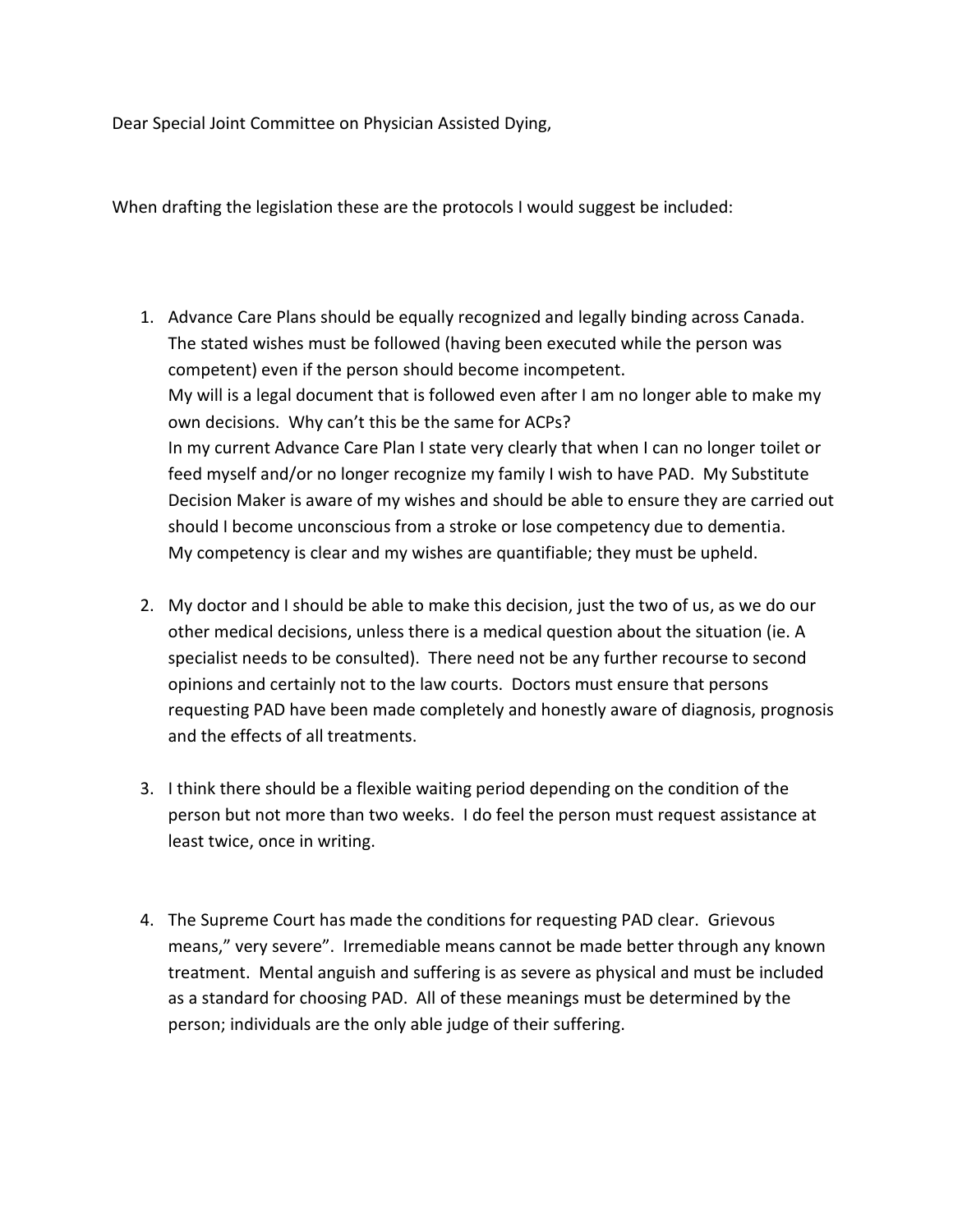Dear Special Joint Committee on Physician Assisted Dying,

When drafting the legislation these are the protocols I would suggest be included:

1. Advance Care Plans should be equally recognized and legally binding across Canada. The stated wishes must be followed (having been executed while the person was competent) even if the person should become incompetent.
   My will is a legal document that is followed even after I am no longer able to make my own decisions. Why can't this be the same for ACPs?
   In my current Advance Care Plan I state very clearly that when I can no longer toilet or feed myself and/or no longer recognize my family I wish to have PAD. My Substitute Decision Maker is aware of my wishes and should be able to ensure they are carried out should I become unconscious from a stroke or lose competency due to dementia.
   My competency is clear and my wishes are quantifiable; they must be upheld.

2. My doctor and I should be able to make this decision, just the two of us, as we do our other medical decisions, unless there is a medical question about the situation (ie. A specialist needs to be consulted). There need not be any further recourse to second opinions and certainly not to the law courts. Doctors must ensure that persons requesting PAD have been made completely and honestly aware of diagnosis, prognosis and the effects of all treatments.

3. I think there should be a flexible waiting period depending on the condition of the person but not more than two weeks. I do feel the person must request assistance at least twice, once in writing.

4. The Supreme Court has made the conditions for requesting PAD clear. Grievous means," very severe". Irremediable means cannot be made better through any known treatment. Mental anguish and suffering is as severe as physical and must be included as a standard for choosing PAD. All of these meanings must be determined by the person; individuals are the only able judge of their suffering.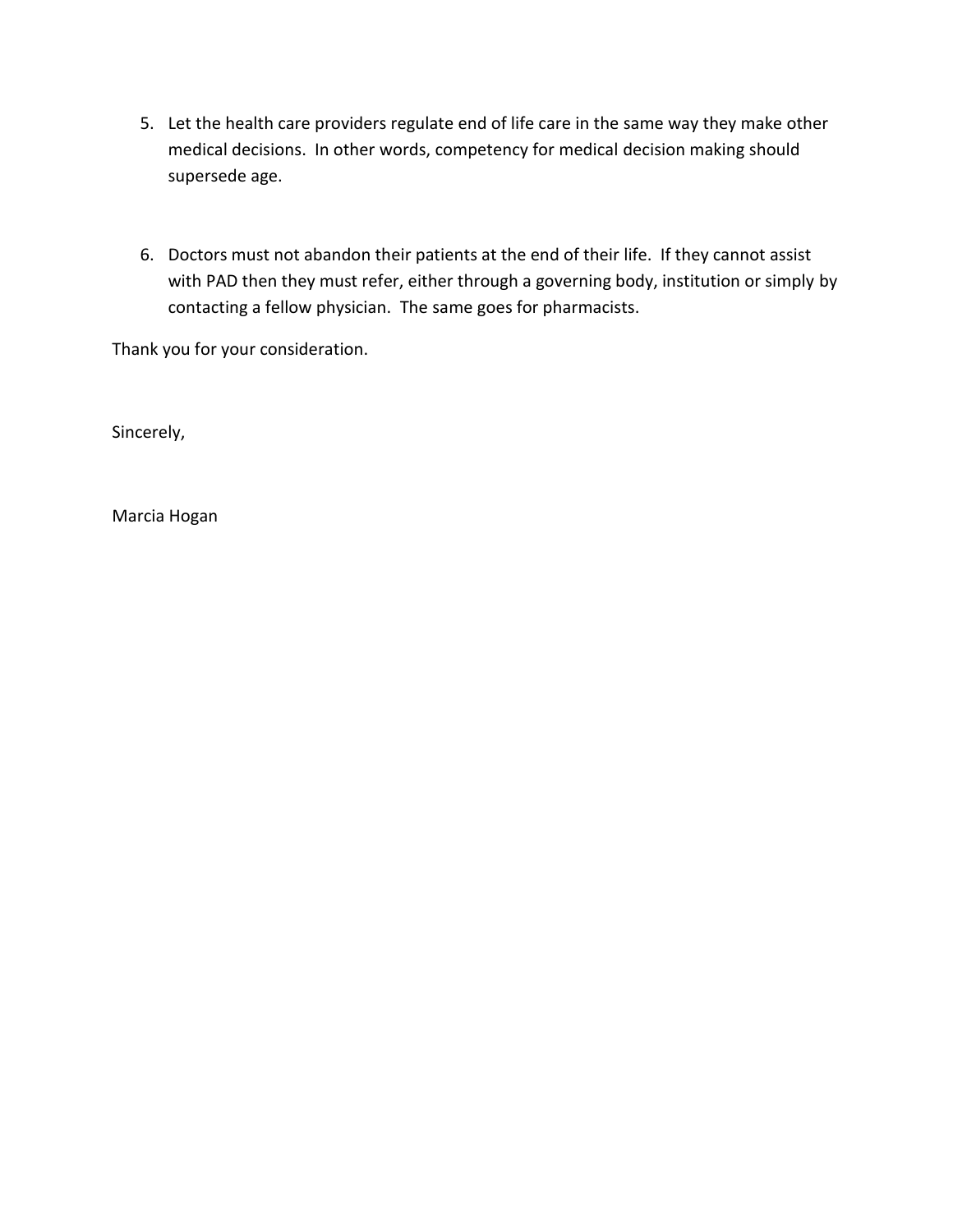5. Let the health care providers regulate end of life care in the same way they make other medical decisions. In other words, competency for medical decision making should supersede age.

6. Doctors must not abandon their patients at the end of their life. If they cannot assist with PAD then they must refer, either through a governing body, institution or simply by contacting a fellow physician. The same goes for pharmacists.

Thank you for your consideration.

Sincerely,

Marcia Hogan